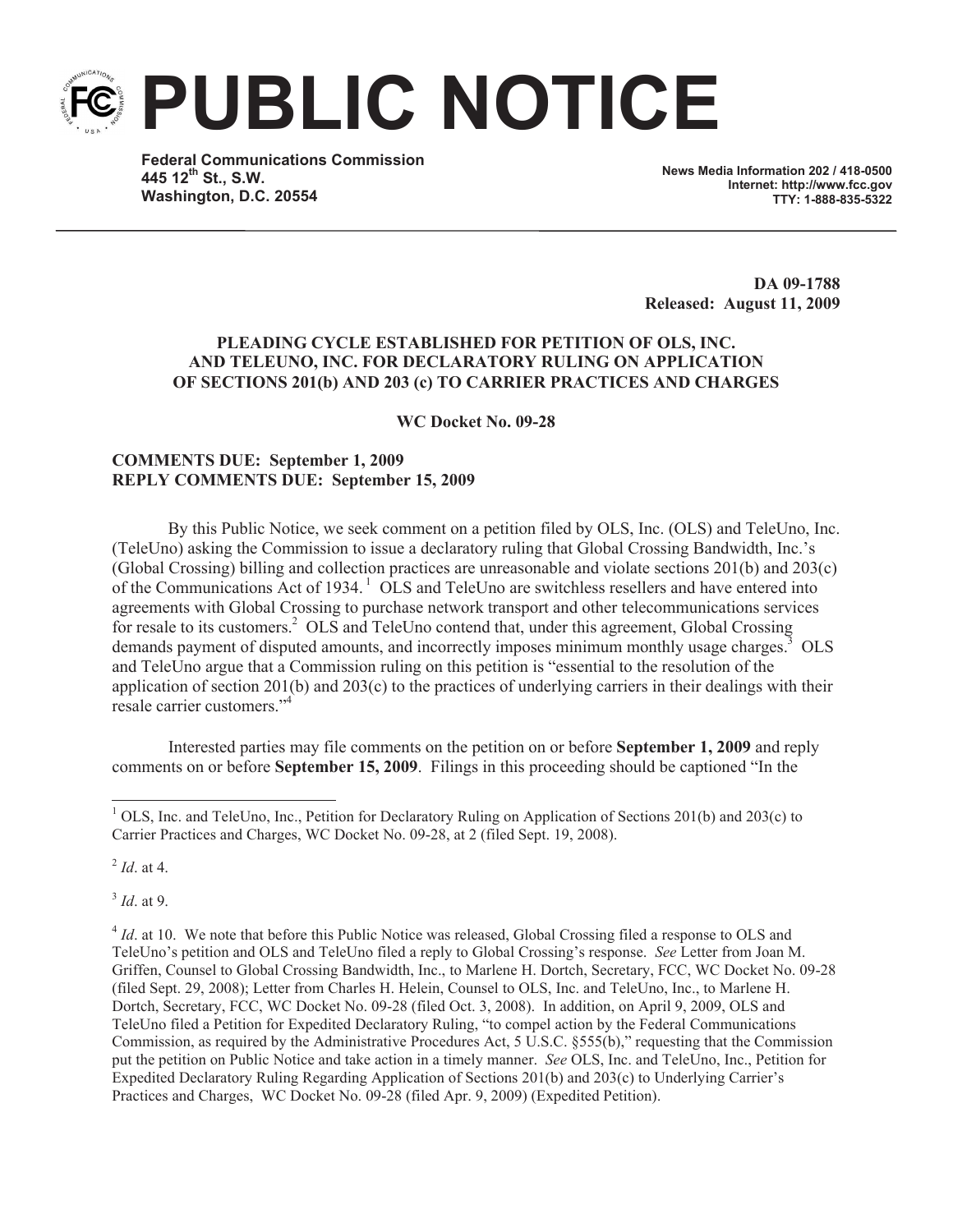# PUBLIC NOTICE

**Federal Communications Commission**
**445 12th St., S.W.**
**Washington, D.C. 20554**

**News Media Information 202 / 418-0500**
**Internet: http://www.fcc.gov**
**TTY: 1-888-835-5322**

**DA 09-1788**
**Released: August 11, 2009**

**PLEADING CYCLE ESTABLISHED FOR PETITION OF OLS, INC. AND TELEUNO, INC. FOR DECLARATORY RULING ON APPLICATION OF SECTIONS 201(b) AND 203 (c) TO CARRIER PRACTICES AND CHARGES**

**WC Docket No. 09-28**

**COMMENTS DUE: September 1, 2009**
**REPLY COMMENTS DUE: September 15, 2009**

By this Public Notice, we seek comment on a petition filed by OLS, Inc. (OLS) and TeleUno, Inc. (TeleUno) asking the Commission to issue a declaratory ruling that Global Crossing Bandwidth, Inc.'s (Global Crossing) billing and collection practices are unreasonable and violate sections 201(b) and 203(c) of the Communications Act of 1934.[1] OLS and TeleUno are switchless resellers and have entered into agreements with Global Crossing to purchase network transport and other telecommunications services for resale to its customers.[2] OLS and TeleUno contend that, under this agreement, Global Crossing demands payment of disputed amounts, and incorrectly imposes minimum monthly usage charges.[3] OLS and TeleUno argue that a Commission ruling on this petition is "essential to the resolution of the application of section 201(b) and 203(c) to the practices of underlying carriers in their dealings with their resale carrier customers."[4]

Interested parties may file comments on the petition on or before **September 1, 2009** and reply comments on or before **September 15, 2009**. Filings in this proceeding should be captioned "In the

---

[1] OLS, Inc. and TeleUno, Inc., Petition for Declaratory Ruling on Application of Sections 201(b) and 203(c) to Carrier Practices and Charges, WC Docket No. 09-28, at 2 (filed Sept. 19, 2008).

[2] *Id*. at 4.

[3] *Id*. at 9.

[4] *Id*. at 10. We note that before this Public Notice was released, Global Crossing filed a response to OLS and TeleUno's petition and OLS and TeleUno filed a reply to Global Crossing's response. *See* Letter from Joan M. Griffen, Counsel to Global Crossing Bandwidth, Inc., to Marlene H. Dortch, Secretary, FCC, WC Docket No. 09-28 (filed Sept. 29, 2008); Letter from Charles H. Helein, Counsel to OLS, Inc. and TeleUno, Inc., to Marlene H. Dortch, Secretary, FCC, WC Docket No. 09-28 (filed Oct. 3, 2008). In addition, on April 9, 2009, OLS and TeleUno filed a Petition for Expedited Declaratory Ruling, "to compel action by the Federal Communications Commission, as required by the Administrative Procedures Act, 5 U.S.C. §555(b)," requesting that the Commission put the petition on Public Notice and take action in a timely manner. *See* OLS, Inc. and TeleUno, Inc., Petition for Expedited Declaratory Ruling Regarding Application of Sections 201(b) and 203(c) to Underlying Carrier's Practices and Charges, WC Docket No. 09-28 (filed Apr. 9, 2009) (Expedited Petition).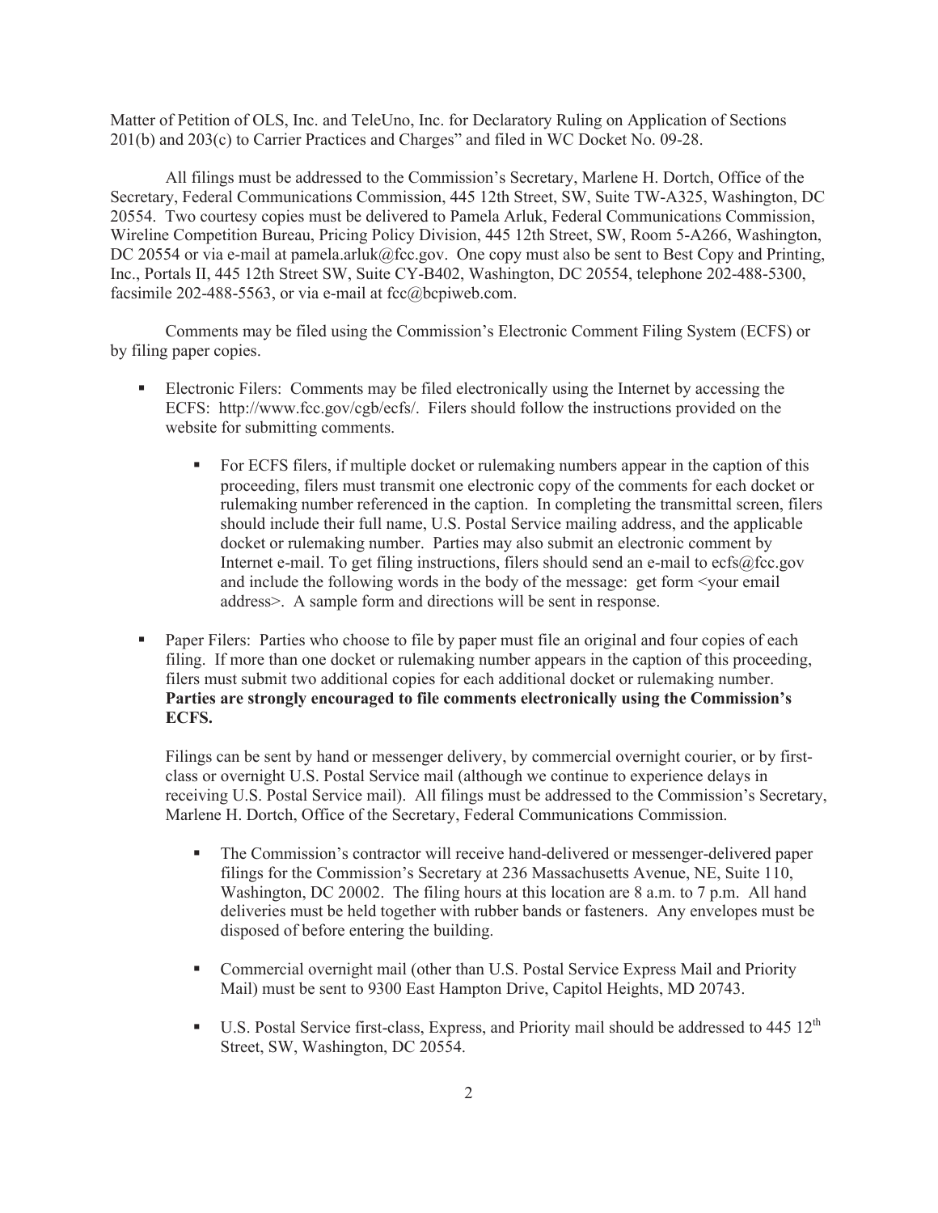Matter of Petition of OLS, Inc. and TeleUno, Inc. for Declaratory Ruling on Application of Sections 201(b) and 203(c) to Carrier Practices and Charges" and filed in WC Docket No. 09-28.

All filings must be addressed to the Commission's Secretary, Marlene H. Dortch, Office of the Secretary, Federal Communications Commission, 445 12th Street, SW, Suite TW-A325, Washington, DC 20554. Two courtesy copies must be delivered to Pamela Arluk, Federal Communications Commission, Wireline Competition Bureau, Pricing Policy Division, 445 12th Street, SW, Room 5-A266, Washington, DC 20554 or via e-mail at pamela.arluk@fcc.gov. One copy must also be sent to Best Copy and Printing, Inc., Portals II, 445 12th Street SW, Suite CY-B402, Washington, DC 20554, telephone 202-488-5300, facsimile 202-488-5563, or via e-mail at fcc@bcpiweb.com.

Comments may be filed using the Commission's Electronic Comment Filing System (ECFS) or by filing paper copies.

- Electronic Filers: Comments may be filed electronically using the Internet by accessing the ECFS: http://www.fcc.gov/cgb/ecfs/. Filers should follow the instructions provided on the website for submitting comments.
    - For ECFS filers, if multiple docket or rulemaking numbers appear in the caption of this proceeding, filers must transmit one electronic copy of the comments for each docket or rulemaking number referenced in the caption. In completing the transmittal screen, filers should include their full name, U.S. Postal Service mailing address, and the applicable docket or rulemaking number. Parties may also submit an electronic comment by Internet e-mail. To get filing instructions, filers should send an e-mail to ecfs@fcc.gov and include the following words in the body of the message: get form <your email address>. A sample form and directions will be sent in response.

- Paper Filers: Parties who choose to file by paper must file an original and four copies of each filing. If more than one docket or rulemaking number appears in the caption of this proceeding, filers must submit two additional copies for each additional docket or rulemaking number. **Parties are strongly encouraged to file comments electronically using the Commission's ECFS.**

    Filings can be sent by hand or messenger delivery, by commercial overnight courier, or by first-class or overnight U.S. Postal Service mail (although we continue to experience delays in receiving U.S. Postal Service mail). All filings must be addressed to the Commission's Secretary, Marlene H. Dortch, Office of the Secretary, Federal Communications Commission.

    - The Commission's contractor will receive hand-delivered or messenger-delivered paper filings for the Commission's Secretary at 236 Massachusetts Avenue, NE, Suite 110, Washington, DC 20002. The filing hours at this location are 8 a.m. to 7 p.m. All hand deliveries must be held together with rubber bands or fasteners. Any envelopes must be disposed of before entering the building.

    - Commercial overnight mail (other than U.S. Postal Service Express Mail and Priority Mail) must be sent to 9300 East Hampton Drive, Capitol Heights, MD 20743.

    - U.S. Postal Service first-class, Express, and Priority mail should be addressed to 445 12th Street, SW, Washington, DC 20554.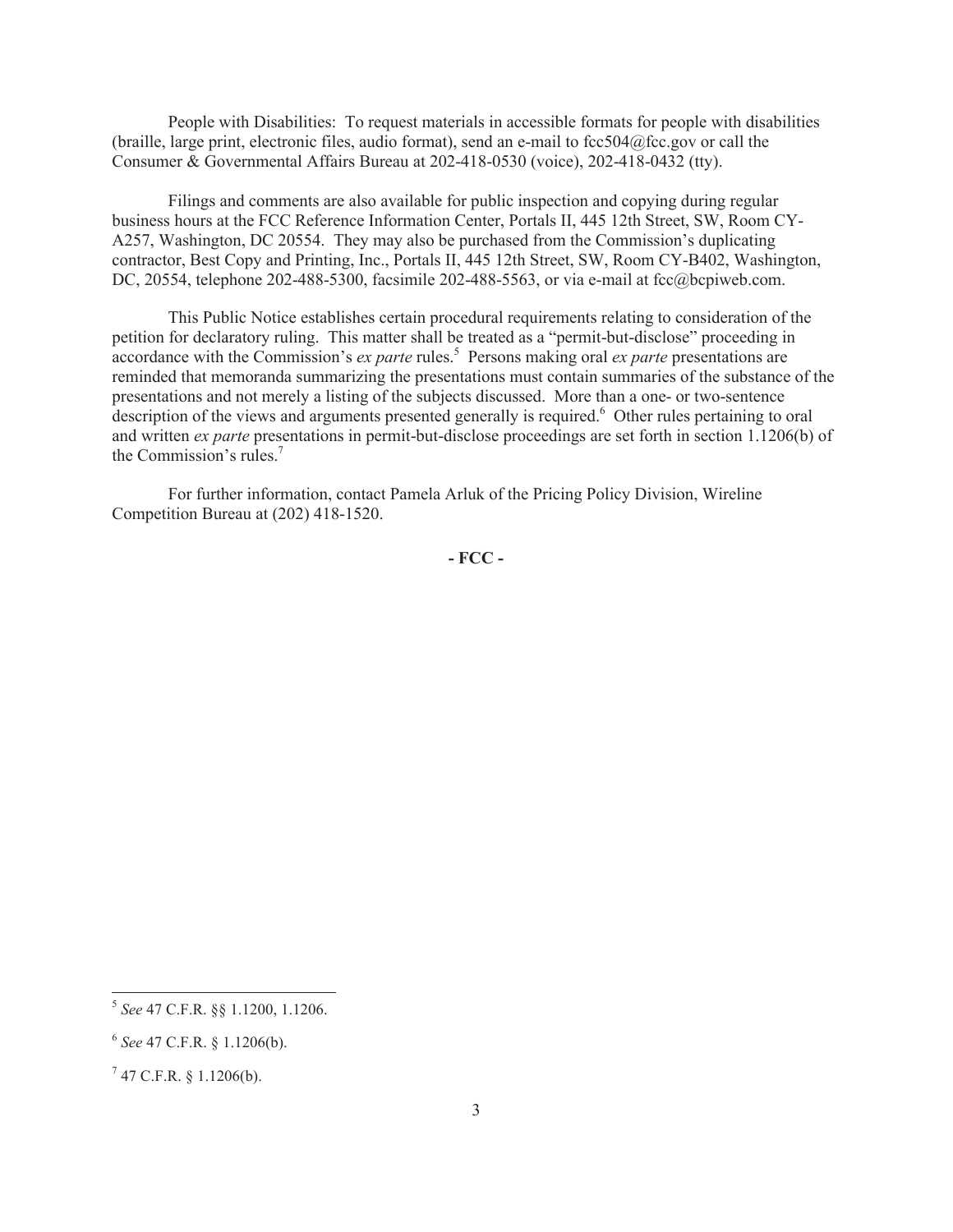People with Disabilities: To request materials in accessible formats for people with disabilities (braille, large print, electronic files, audio format), send an e-mail to fcc504@fcc.gov or call the Consumer & Governmental Affairs Bureau at 202-418-0530 (voice), 202-418-0432 (tty).

Filings and comments are also available for public inspection and copying during regular business hours at the FCC Reference Information Center, Portals II, 445 12th Street, SW, Room CY-A257, Washington, DC 20554. They may also be purchased from the Commission's duplicating contractor, Best Copy and Printing, Inc., Portals II, 445 12th Street, SW, Room CY-B402, Washington, DC, 20554, telephone 202-488-5300, facsimile 202-488-5563, or via e-mail at fcc@bcpiweb.com.

This Public Notice establishes certain procedural requirements relating to consideration of the petition for declaratory ruling. This matter shall be treated as a "permit-but-disclose" proceeding in accordance with the Commission's *ex parte* rules.[5] Persons making oral *ex parte* presentations are reminded that memoranda summarizing the presentations must contain summaries of the substance of the presentations and not merely a listing of the subjects discussed. More than a one- or two-sentence description of the views and arguments presented generally is required.[6] Other rules pertaining to oral and written *ex parte* presentations in permit-but-disclose proceedings are set forth in section 1.1206(b) of the Commission's rules.[7]

For further information, contact Pamela Arluk of the Pricing Policy Division, Wireline Competition Bureau at (202) 418-1520.

**- FCC -**

---

[5] *See* 47 C.F.R. §§ 1.1200, 1.1206.

[6] *See* 47 C.F.R. § 1.1206(b).

[7] 47 C.F.R. § 1.1206(b).